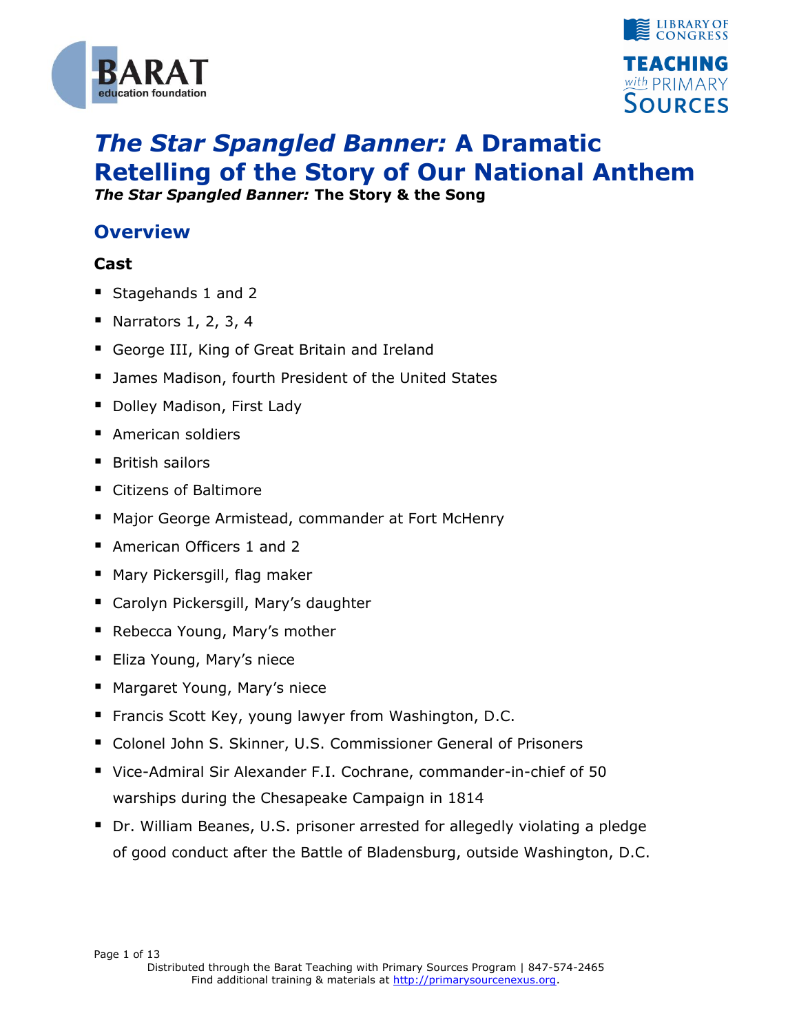# *The Star Spangled Banner:* A Dramatic Retelling of the Story of Our National Anthem

***The Star Spangled Banner:* The Story & the Song**

## Overview

### Cast

- Stagehands 1 and 2
- Narrators 1, 2, 3, 4
- George III, King of Great Britain and Ireland
- James Madison, fourth President of the United States
- Dolley Madison, First Lady
- American soldiers
- British sailors
- Citizens of Baltimore
- Major George Armistead, commander at Fort McHenry
- American Officers 1 and 2
- Mary Pickersgill, flag maker
- Carolyn Pickersgill, Mary's daughter
- Rebecca Young, Mary's mother
- Eliza Young, Mary's niece
- Margaret Young, Mary's niece
- Francis Scott Key, young lawyer from Washington, D.C.
- Colonel John S. Skinner, U.S. Commissioner General of Prisoners
- Vice-Admiral Sir Alexander F.I. Cochrane, commander-in-chief of 50 warships during the Chesapeake Campaign in 1814
- Dr. William Beanes, U.S. prisoner arrested for allegedly violating a pledge of good conduct after the Battle of Bladensburg, outside Washington, D.C.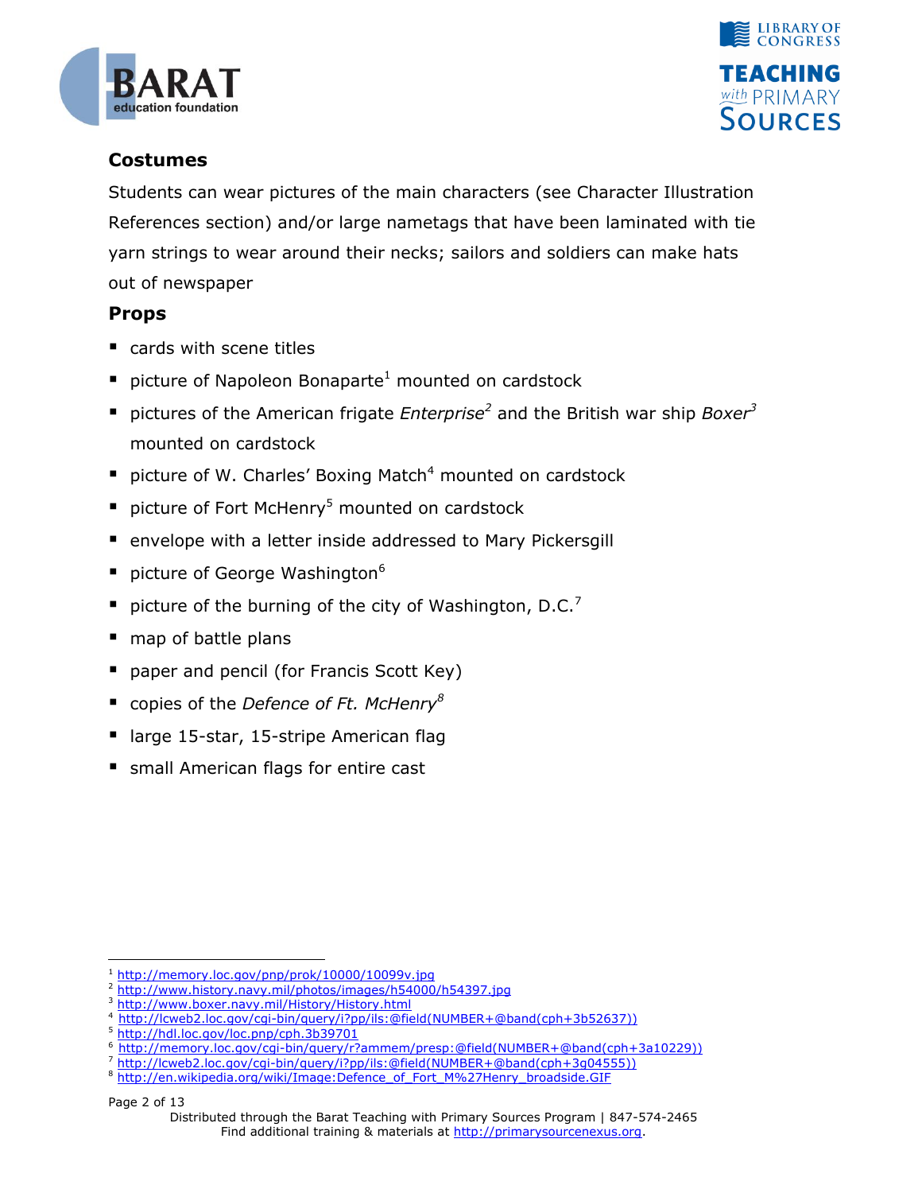## Costumes

Students can wear pictures of the main characters (see Character Illustration References section) and/or large nametags that have been laminated with tie yarn strings to wear around their necks; sailors and soldiers can make hats out of newspaper

## Props

- cards with scene titles
- picture of Napoleon Bonaparte[1] mounted on cardstock
- pictures of the American frigate *Enterprise*[2] and the British war ship *Boxer*[3] mounted on cardstock
- picture of W. Charles' Boxing Match[4] mounted on cardstock
- picture of Fort McHenry[5] mounted on cardstock
- envelope with a letter inside addressed to Mary Pickersgill
- picture of George Washington[6]
- picture of the burning of the city of Washington, D.C.[7]
- map of battle plans
- paper and pencil (for Francis Scott Key)
- copies of the *Defence of Ft. McHenry*[8]
- large 15-star, 15-stripe American flag
- small American flags for entire cast

---

[1] http://memory.loc.gov/pnp/prok/10000/10099v.jpg
[2] http://www.history.navy.mil/photos/images/h54000/h54397.jpg
[3] http://www.boxer.navy.mil/History/History.html
[4] http://lcweb2.loc.gov/cgi-bin/query/i?pp/ils:@field(NUMBER+@band(cph+3b52637))
[5] http://hdl.loc.gov/loc.pnp/cph.3b39701
[6] http://memory.loc.gov/cgi-bin/query/r?ammem/presp:@field(NUMBER+@band(cph+3a10229))
[7] http://lcweb2.loc.gov/cgi-bin/query/i?pp/ils:@field(NUMBER+@band(cph+3g04555))
[8] http://en.wikipedia.org/wiki/Image:Defence_of_Fort_M%27Henry_broadside.GIF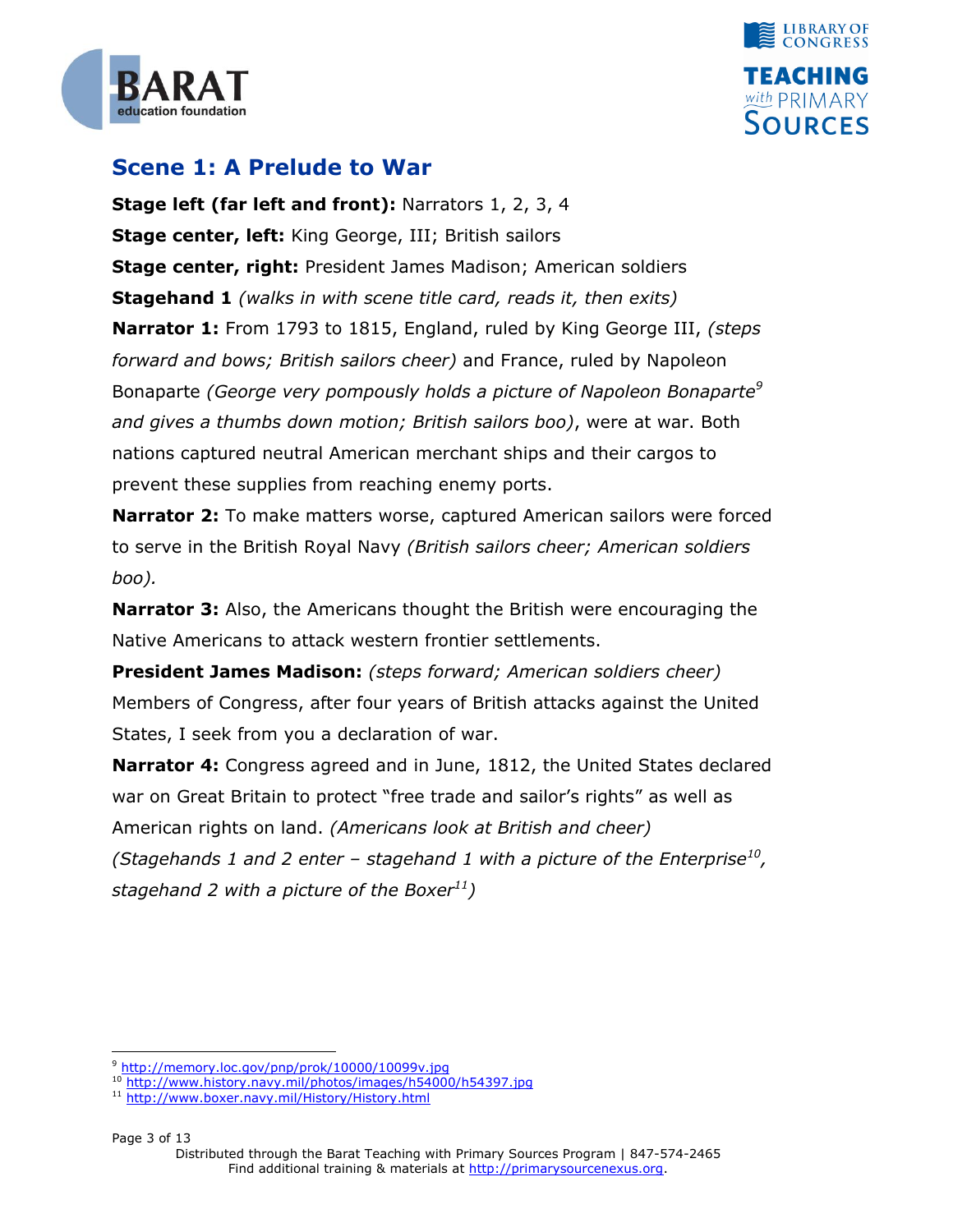## Scene 1: A Prelude to War

**Stage left (far left and front):** Narrators 1, 2, 3, 4

**Stage center, left:** King George, III; British sailors

**Stage center, right:** President James Madison; American soldiers

**Stagehand 1** *(walks in with scene title card, reads it, then exits)*

**Narrator 1:** From 1793 to 1815, England, ruled by King George III, *(steps forward and bows; British sailors cheer)* and France, ruled by Napoleon Bonaparte *(George very pompously holds a picture of Napoleon Bonaparte[9] and gives a thumbs down motion; British sailors boo)*, were at war. Both nations captured neutral American merchant ships and their cargos to prevent these supplies from reaching enemy ports.

**Narrator 2:** To make matters worse, captured American sailors were forced to serve in the British Royal Navy *(British sailors cheer; American soldiers boo).*

**Narrator 3:** Also, the Americans thought the British were encouraging the Native Americans to attack western frontier settlements.

**President James Madison:** *(steps forward; American soldiers cheer)* Members of Congress, after four years of British attacks against the United States, I seek from you a declaration of war.

**Narrator 4:** Congress agreed and in June, 1812, the United States declared war on Great Britain to protect "free trade and sailor's rights" as well as American rights on land. *(Americans look at British and cheer)*

*(Stagehands 1 and 2 enter – stagehand 1 with a picture of the Enterprise[10], stagehand 2 with a picture of the Boxer[11])*

---

[9] http://memory.loc.gov/pnp/prok/10000/10099v.jpg

[10] http://www.history.navy.mil/photos/images/h54000/h54397.jpg

[11] http://www.boxer.navy.mil/History/History.html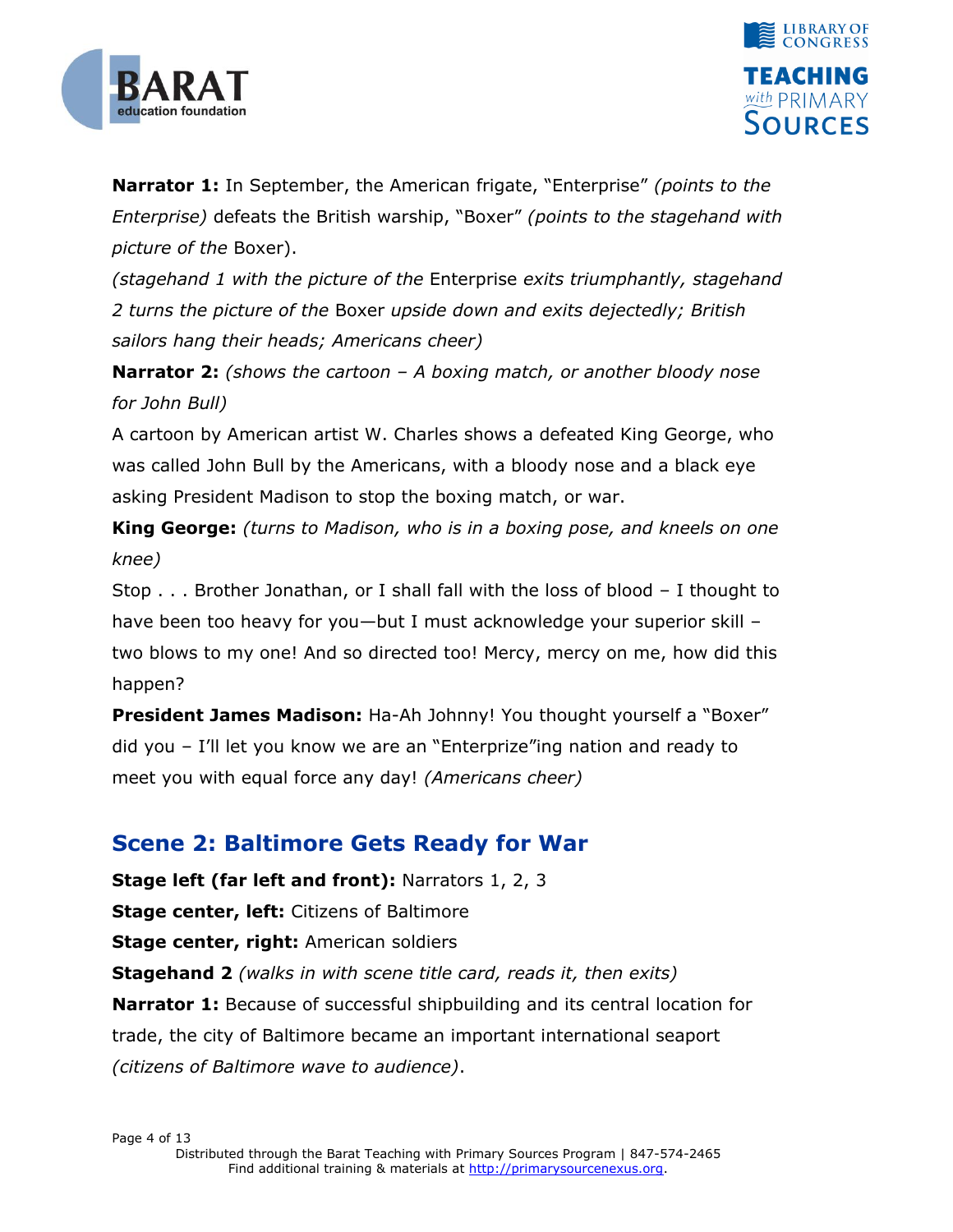**Narrator 1:** In September, the American frigate, "Enterprise" *(points to the Enterprise)* defeats the British warship, "Boxer" *(points to the stagehand with picture of the* Boxer).

*(stagehand 1 with the picture of the* Enterprise *exits triumphantly, stagehand 2 turns the picture of the* Boxer *upside down and exits dejectedly; British sailors hang their heads; Americans cheer)*

**Narrator 2:** *(shows the cartoon – A boxing match, or another bloody nose for John Bull)*

A cartoon by American artist W. Charles shows a defeated King George, who was called John Bull by the Americans, with a bloody nose and a black eye asking President Madison to stop the boxing match, or war.

**King George:** *(turns to Madison, who is in a boxing pose, and kneels on one knee)*

Stop . . . Brother Jonathan, or I shall fall with the loss of blood – I thought to have been too heavy for you—but I must acknowledge your superior skill – two blows to my one! And so directed too! Mercy, mercy on me, how did this happen?

**President James Madison:** Ha-Ah Johnny! You thought yourself a "Boxer" did you – I'll let you know we are an "Enterprize"ing nation and ready to meet you with equal force any day! *(Americans cheer)*

## Scene 2: Baltimore Gets Ready for War

**Stage left (far left and front):** Narrators 1, 2, 3

**Stage center, left:** Citizens of Baltimore

**Stage center, right:** American soldiers

**Stagehand 2** *(walks in with scene title card, reads it, then exits)*

**Narrator 1:** Because of successful shipbuilding and its central location for trade, the city of Baltimore became an important international seaport *(citizens of Baltimore wave to audience)*.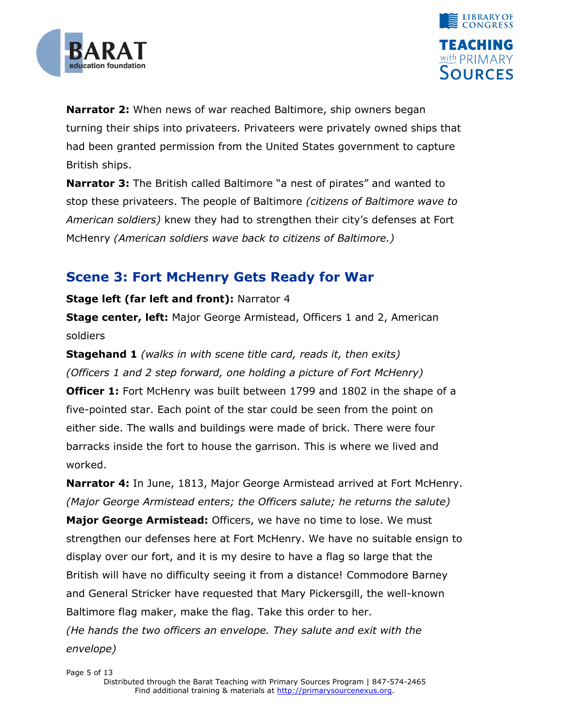**Narrator 2:** When news of war reached Baltimore, ship owners began turning their ships into privateers. Privateers were privately owned ships that had been granted permission from the United States government to capture British ships.

**Narrator 3:** The British called Baltimore "a nest of pirates" and wanted to stop these privateers. The people of Baltimore *(citizens of Baltimore wave to American soldiers)* knew they had to strengthen their city's defenses at Fort McHenry *(American soldiers wave back to citizens of Baltimore.)*

## Scene 3: Fort McHenry Gets Ready for War

**Stage left (far left and front):** Narrator 4

**Stage center, left:** Major George Armistead, Officers 1 and 2, American soldiers

**Stagehand 1** *(walks in with scene title card, reads it, then exits)*

*(Officers 1 and 2 step forward, one holding a picture of Fort McHenry)*

**Officer 1:** Fort McHenry was built between 1799 and 1802 in the shape of a five-pointed star. Each point of the star could be seen from the point on either side. The walls and buildings were made of brick. There were four barracks inside the fort to house the garrison. This is where we lived and worked.

**Narrator 4:** In June, 1813, Major George Armistead arrived at Fort McHenry. *(Major George Armistead enters; the Officers salute; he returns the salute)*

**Major George Armistead:** Officers, we have no time to lose. We must strengthen our defenses here at Fort McHenry. We have no suitable ensign to display over our fort, and it is my desire to have a flag so large that the British will have no difficulty seeing it from a distance! Commodore Barney and General Stricker have requested that Mary Pickersgill, the well-known Baltimore flag maker, make the flag. Take this order to her.

*(He hands the two officers an envelope. They salute and exit with the envelope)*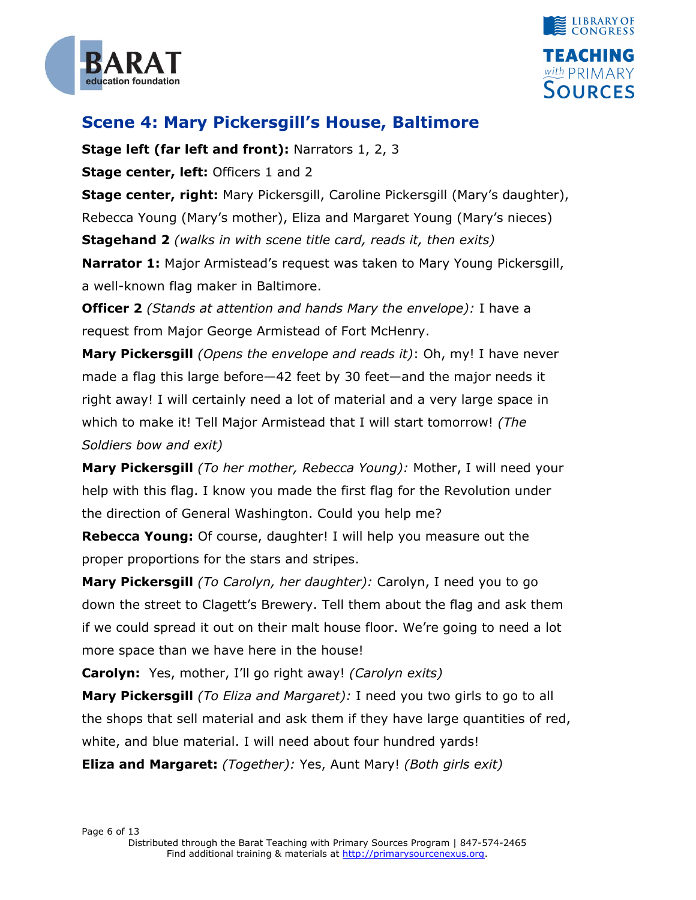## Scene 4: Mary Pickersgill's House, Baltimore

**Stage left (far left and front):** Narrators 1, 2, 3

**Stage center, left:** Officers 1 and 2

**Stage center, right:** Mary Pickersgill, Caroline Pickersgill (Mary's daughter), Rebecca Young (Mary's mother), Eliza and Margaret Young (Mary's nieces)

**Stagehand 2** *(walks in with scene title card, reads it, then exits)*

**Narrator 1:** Major Armistead's request was taken to Mary Young Pickersgill, a well-known flag maker in Baltimore.

**Officer 2** *(Stands at attention and hands Mary the envelope):* I have a request from Major George Armistead of Fort McHenry.

**Mary Pickersgill** *(Opens the envelope and reads it)*: Oh, my! I have never made a flag this large before—42 feet by 30 feet—and the major needs it right away! I will certainly need a lot of material and a very large space in which to make it! Tell Major Armistead that I will start tomorrow! *(The Soldiers bow and exit)*

**Mary Pickersgill** *(To her mother, Rebecca Young):* Mother, I will need your help with this flag. I know you made the first flag for the Revolution under the direction of General Washington. Could you help me?

**Rebecca Young:** Of course, daughter! I will help you measure out the proper proportions for the stars and stripes.

**Mary Pickersgill** *(To Carolyn, her daughter):* Carolyn, I need you to go down the street to Clagett's Brewery. Tell them about the flag and ask them if we could spread it out on their malt house floor. We're going to need a lot more space than we have here in the house!

**Carolyn:** Yes, mother, I'll go right away! *(Carolyn exits)*

**Mary Pickersgill** *(To Eliza and Margaret):* I need you two girls to go to all the shops that sell material and ask them if they have large quantities of red, white, and blue material. I will need about four hundred yards!

**Eliza and Margaret:** *(Together):* Yes, Aunt Mary! *(Both girls exit)*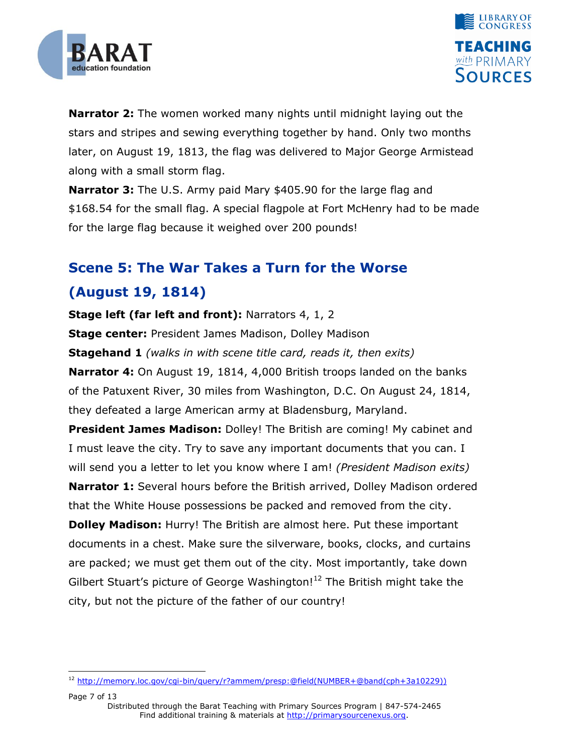**Narrator 2:** The women worked many nights until midnight laying out the stars and stripes and sewing everything together by hand. Only two months later, on August 19, 1813, the flag was delivered to Major George Armistead along with a small storm flag.

**Narrator 3:** The U.S. Army paid Mary $405.90 for the large flag and $168.54 for the small flag. A special flagpole at Fort McHenry had to be made for the large flag because it weighed over 200 pounds!

## Scene 5: The War Takes a Turn for the Worse (August 19, 1814)

**Stage left (far left and front):** Narrators 4, 1, 2

**Stage center:** President James Madison, Dolley Madison

**Stagehand 1** *(walks in with scene title card, reads it, then exits)*

**Narrator 4:** On August 19, 1814, 4,000 British troops landed on the banks of the Patuxent River, 30 miles from Washington, D.C. On August 24, 1814, they defeated a large American army at Bladensburg, Maryland.

**President James Madison:** Dolley! The British are coming! My cabinet and I must leave the city. Try to save any important documents that you can. I will send you a letter to let you know where I am! *(President Madison exits)*

**Narrator 1:** Several hours before the British arrived, Dolley Madison ordered that the White House possessions be packed and removed from the city.

**Dolley Madison:** Hurry! The British are almost here. Put these important documents in a chest. Make sure the silverware, books, clocks, and curtains are packed; we must get them out of the city. Most importantly, take down Gilbert Stuart's picture of George Washington![12] The British might take the city, but not the picture of the father of our country!

---

[12] http://memory.loc.gov/cgi-bin/query/r?ammem/presp:@field(NUMBER+@band(cph+3a10229))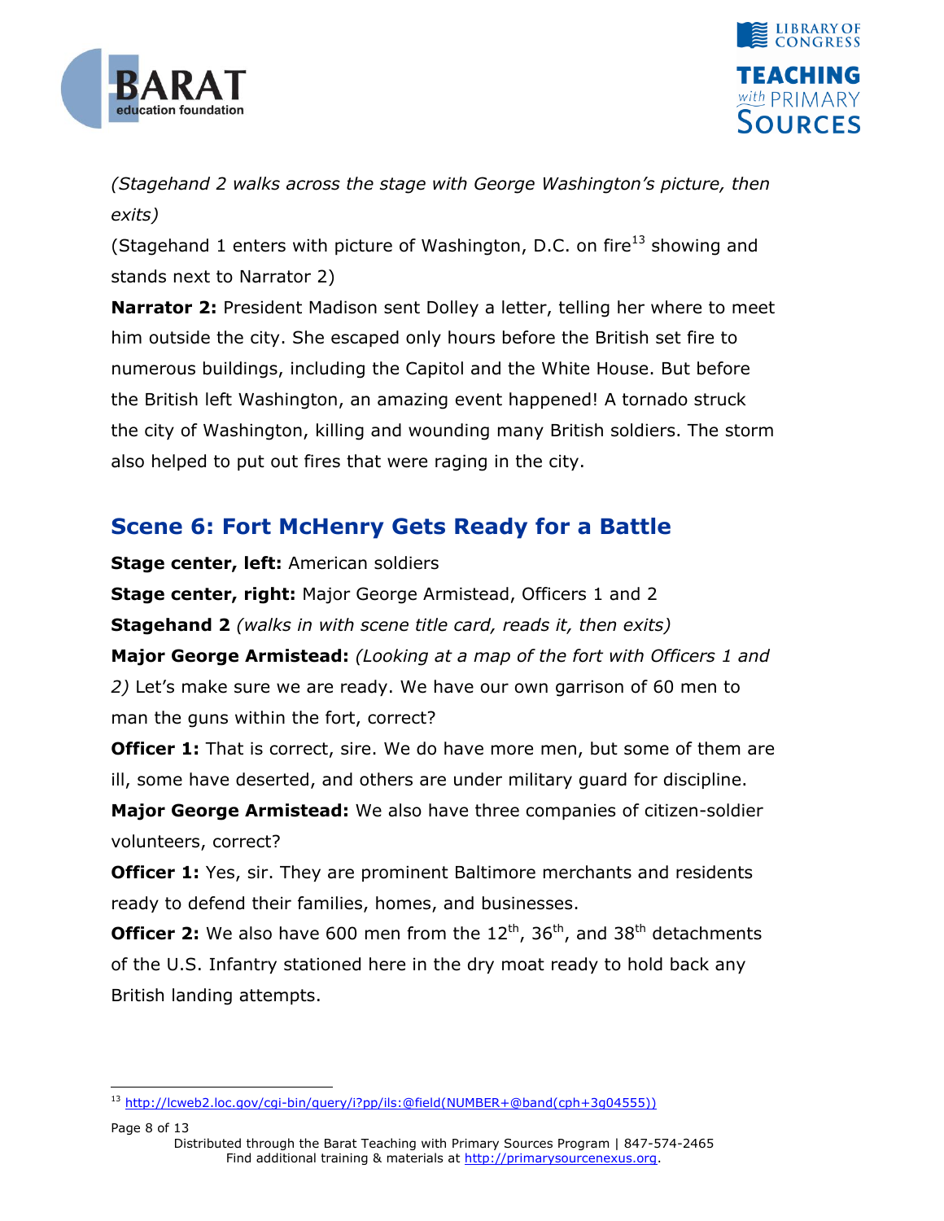*(Stagehand 2 walks across the stage with George Washington's picture, then exits)*

(Stagehand 1 enters with picture of Washington, D.C. on fire[13] showing and stands next to Narrator 2)

**Narrator 2:** President Madison sent Dolley a letter, telling her where to meet him outside the city. She escaped only hours before the British set fire to numerous buildings, including the Capitol and the White House. But before the British left Washington, an amazing event happened! A tornado struck the city of Washington, killing and wounding many British soldiers. The storm also helped to put out fires that were raging in the city.

## Scene 6: Fort McHenry Gets Ready for a Battle

**Stage center, left:** American soldiers

**Stage center, right:** Major George Armistead, Officers 1 and 2

**Stagehand 2** *(walks in with scene title card, reads it, then exits)*

**Major George Armistead:** *(Looking at a map of the fort with Officers 1 and 2)* Let's make sure we are ready. We have our own garrison of 60 men to man the guns within the fort, correct?

**Officer 1:** That is correct, sire. We do have more men, but some of them are ill, some have deserted, and others are under military guard for discipline.

**Major George Armistead:** We also have three companies of citizen-soldier volunteers, correct?

**Officer 1:** Yes, sir. They are prominent Baltimore merchants and residents ready to defend their families, homes, and businesses.

**Officer 2:** We also have 600 men from the 12th, 36th, and 38th detachments of the U.S. Infantry stationed here in the dry moat ready to hold back any British landing attempts.

[13] http://lcweb2.loc.gov/cgi-bin/query/i?pp/ils:@field(NUMBER+@band(cph+3g04555))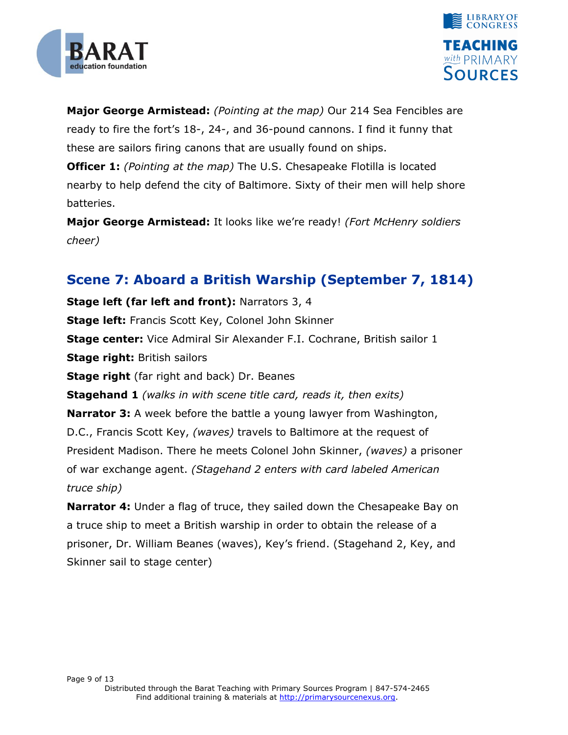**Major George Armistead:** *(Pointing at the map)* Our 214 Sea Fencibles are ready to fire the fort's 18-, 24-, and 36-pound cannons. I find it funny that these are sailors firing canons that are usually found on ships.

**Officer 1:** *(Pointing at the map)* The U.S. Chesapeake Flotilla is located nearby to help defend the city of Baltimore. Sixty of their men will help shore batteries.

**Major George Armistead:** It looks like we're ready! *(Fort McHenry soldiers cheer)*

## Scene 7: Aboard a British Warship (September 7, 1814)

**Stage left (far left and front):** Narrators 3, 4

**Stage left:** Francis Scott Key, Colonel John Skinner

**Stage center:** Vice Admiral Sir Alexander F.I. Cochrane, British sailor 1

**Stage right:** British sailors

**Stage right** (far right and back) Dr. Beanes

**Stagehand 1** *(walks in with scene title card, reads it, then exits)*

**Narrator 3:** A week before the battle a young lawyer from Washington, D.C., Francis Scott Key, *(waves)* travels to Baltimore at the request of President Madison. There he meets Colonel John Skinner, *(waves)* a prisoner of war exchange agent. *(Stagehand 2 enters with card labeled American truce ship)*

**Narrator 4:** Under a flag of truce, they sailed down the Chesapeake Bay on a truce ship to meet a British warship in order to obtain the release of a prisoner, Dr. William Beanes (waves), Key's friend. (Stagehand 2, Key, and Skinner sail to stage center)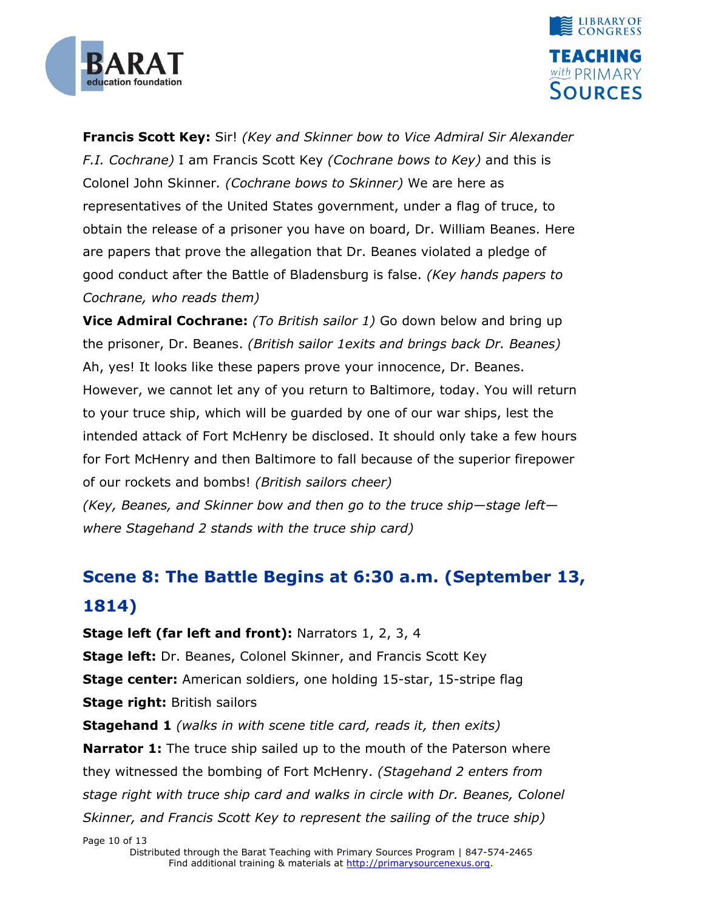**Francis Scott Key:** Sir! *(Key and Skinner bow to Vice Admiral Sir Alexander F.I. Cochrane)* I am Francis Scott Key *(Cochrane bows to Key)* and this is Colonel John Skinner. *(Cochrane bows to Skinner)* We are here as representatives of the United States government, under a flag of truce, to obtain the release of a prisoner you have on board, Dr. William Beanes. Here are papers that prove the allegation that Dr. Beanes violated a pledge of good conduct after the Battle of Bladensburg is false. *(Key hands papers to Cochrane, who reads them)*

**Vice Admiral Cochrane:** *(To British sailor 1)* Go down below and bring up the prisoner, Dr. Beanes. *(British sailor 1exits and brings back Dr. Beanes)* Ah, yes! It looks like these papers prove your innocence, Dr. Beanes. However, we cannot let any of you return to Baltimore, today. You will return to your truce ship, which will be guarded by one of our war ships, lest the intended attack of Fort McHenry be disclosed. It should only take a few hours for Fort McHenry and then Baltimore to fall because of the superior firepower of our rockets and bombs! *(British sailors cheer)*

*(Key, Beanes, and Skinner bow and then go to the truce ship—stage left—where Stagehand 2 stands with the truce ship card)*

## Scene 8: The Battle Begins at 6:30 a.m. (September 13, 1814)

**Stage left (far left and front):** Narrators 1, 2, 3, 4

**Stage left:** Dr. Beanes, Colonel Skinner, and Francis Scott Key

**Stage center:** American soldiers, one holding 15-star, 15-stripe flag

**Stage right:** British sailors

**Stagehand 1** *(walks in with scene title card, reads it, then exits)*

**Narrator 1:** The truce ship sailed up to the mouth of the Paterson where they witnessed the bombing of Fort McHenry. *(Stagehand 2 enters from stage right with truce ship card and walks in circle with Dr. Beanes, Colonel Skinner, and Francis Scott Key to represent the sailing of the truce ship)*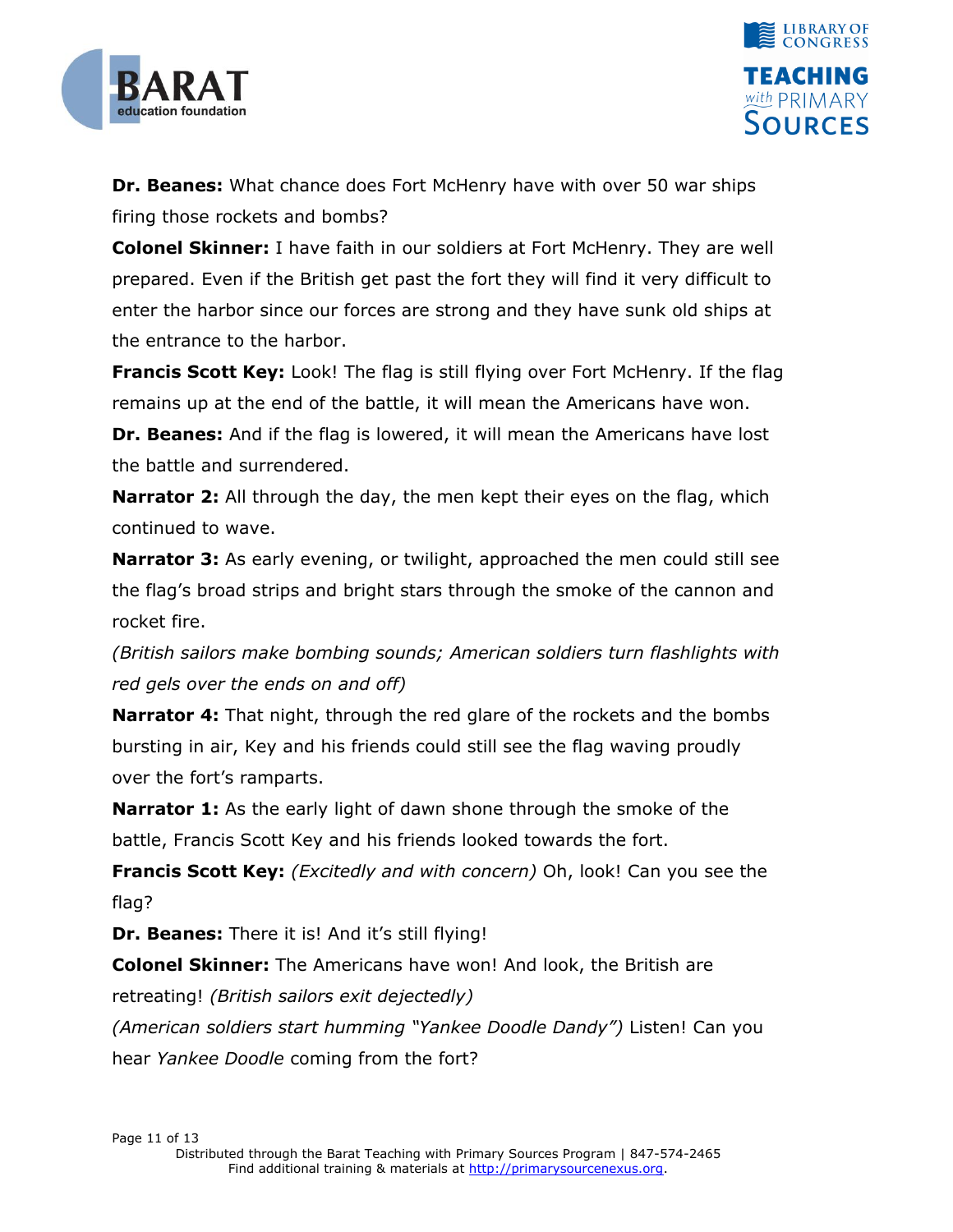**Dr. Beanes:** What chance does Fort McHenry have with over 50 war ships firing those rockets and bombs?

**Colonel Skinner:** I have faith in our soldiers at Fort McHenry. They are well prepared. Even if the British get past the fort they will find it very difficult to enter the harbor since our forces are strong and they have sunk old ships at the entrance to the harbor.

**Francis Scott Key:** Look! The flag is still flying over Fort McHenry. If the flag remains up at the end of the battle, it will mean the Americans have won.

**Dr. Beanes:** And if the flag is lowered, it will mean the Americans have lost the battle and surrendered.

**Narrator 2:** All through the day, the men kept their eyes on the flag, which continued to wave.

**Narrator 3:** As early evening, or twilight, approached the men could still see the flag's broad strips and bright stars through the smoke of the cannon and rocket fire.

*(British sailors make bombing sounds; American soldiers turn flashlights with red gels over the ends on and off)*

**Narrator 4:** That night, through the red glare of the rockets and the bombs bursting in air, Key and his friends could still see the flag waving proudly over the fort's ramparts.

**Narrator 1:** As the early light of dawn shone through the smoke of the battle, Francis Scott Key and his friends looked towards the fort.

**Francis Scott Key:** *(Excitedly and with concern)* Oh, look! Can you see the flag?

**Dr. Beanes:** There it is! And it's still flying!

**Colonel Skinner:** The Americans have won! And look, the British are retreating! *(British sailors exit dejectedly)*

*(American soldiers start humming "Yankee Doodle Dandy")* Listen! Can you hear *Yankee Doodle* coming from the fort?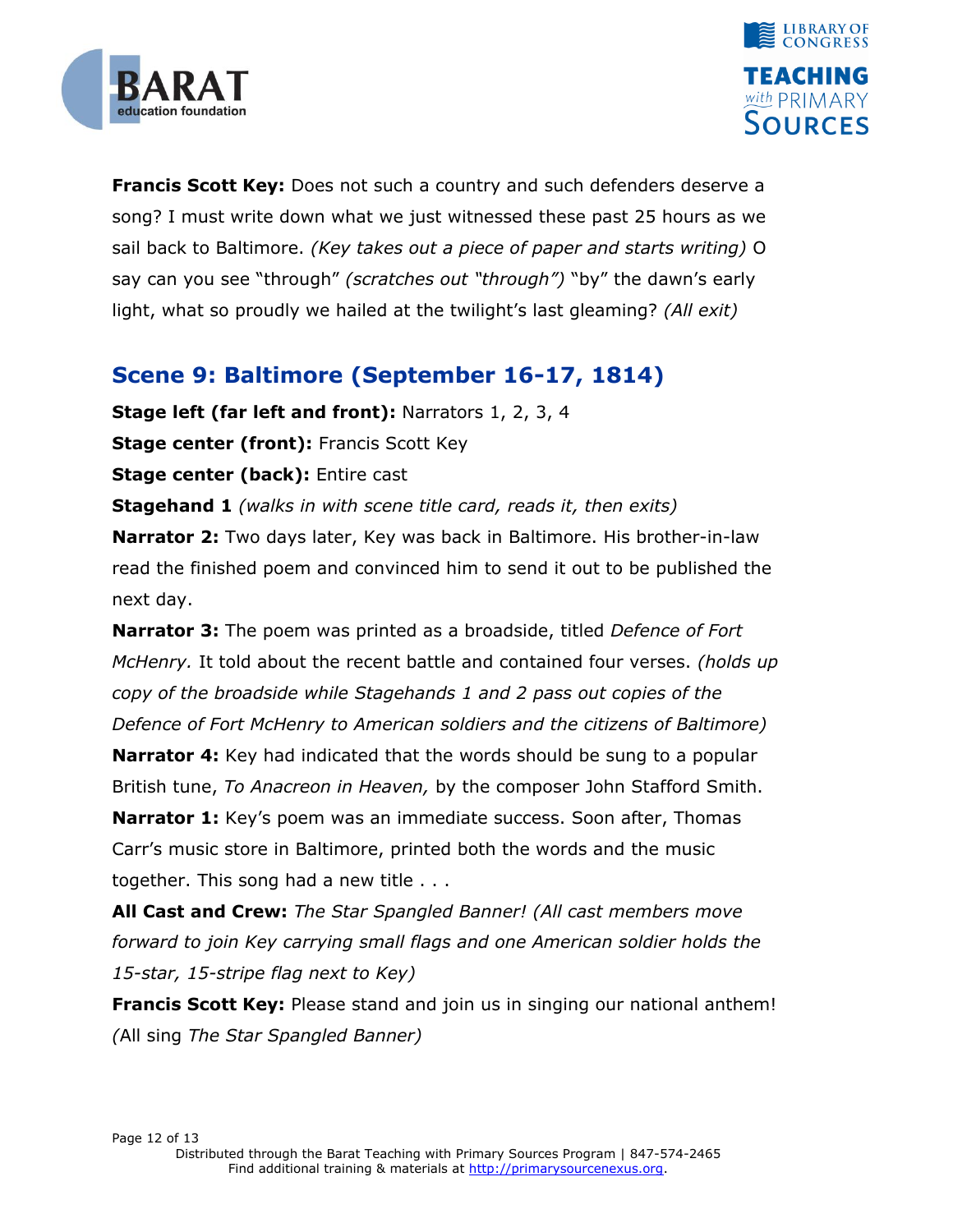**Francis Scott Key:** Does not such a country and such defenders deserve a song? I must write down what we just witnessed these past 25 hours as we sail back to Baltimore. *(Key takes out a piece of paper and starts writing)* O say can you see "through" *(scratches out "through")* "by" the dawn's early light, what so proudly we hailed at the twilight's last gleaming? *(All exit)*

## Scene 9: Baltimore (September 16-17, 1814)

**Stage left (far left and front):** Narrators 1, 2, 3, 4

**Stage center (front):** Francis Scott Key

**Stage center (back):** Entire cast

**Stagehand 1** *(walks in with scene title card, reads it, then exits)*

**Narrator 2:** Two days later, Key was back in Baltimore. His brother-in-law read the finished poem and convinced him to send it out to be published the next day.

**Narrator 3:** The poem was printed as a broadside, titled *Defence of Fort McHenry.* It told about the recent battle and contained four verses. *(holds up copy of the broadside while Stagehands 1 and 2 pass out copies of the Defence of Fort McHenry to American soldiers and the citizens of Baltimore)*

**Narrator 4:** Key had indicated that the words should be sung to a popular British tune, *To Anacreon in Heaven,* by the composer John Stafford Smith.

**Narrator 1:** Key's poem was an immediate success. Soon after, Thomas Carr's music store in Baltimore, printed both the words and the music together. This song had a new title . . .

**All Cast and Crew:** *The Star Spangled Banner! (All cast members move forward to join Key carrying small flags and one American soldier holds the 15-star, 15-stripe flag next to Key)*

**Francis Scott Key:** Please stand and join us in singing our national anthem! *(*All sing *The Star Spangled Banner)*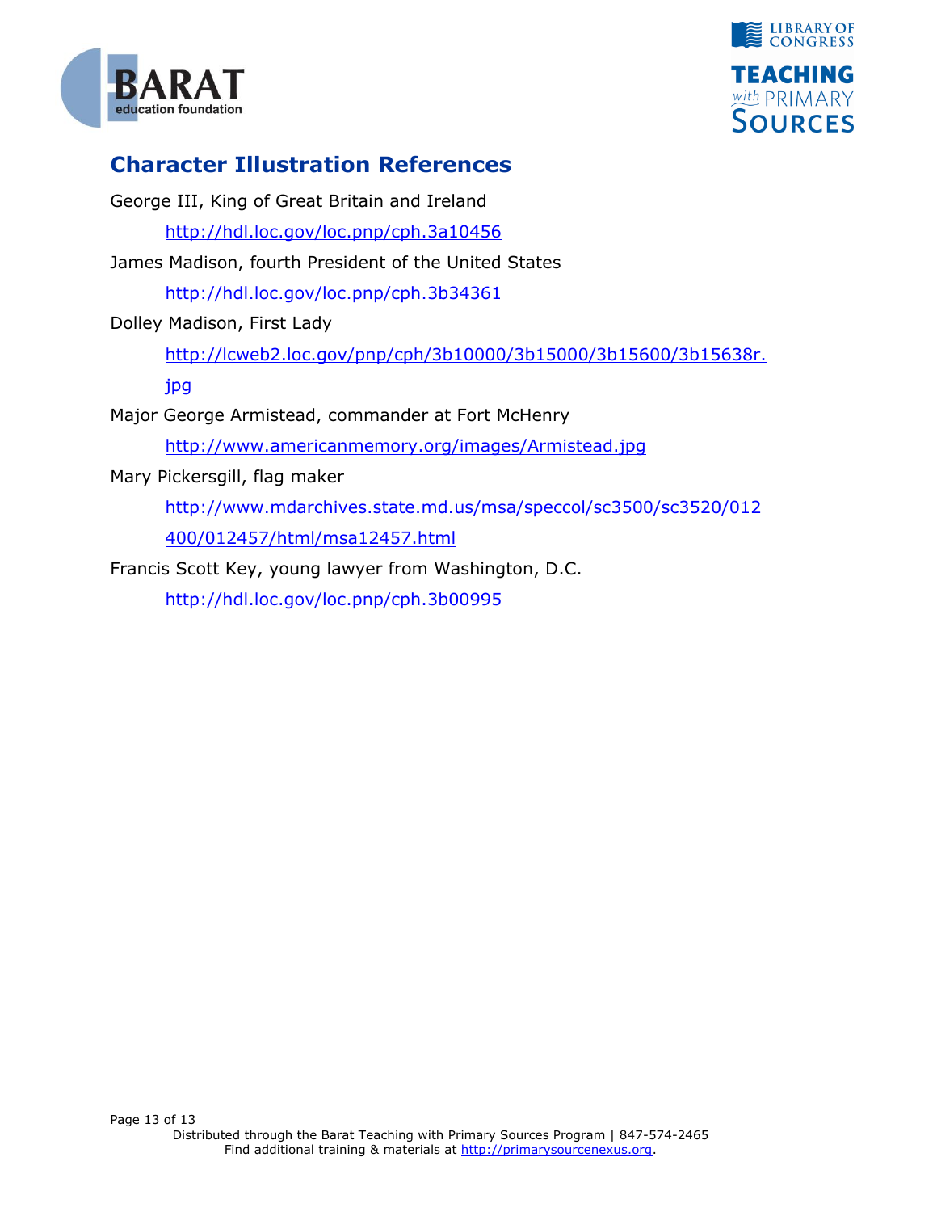## Character Illustration References

George III, King of Great Britain and Ireland

http://hdl.loc.gov/loc.pnp/cph.3a10456

James Madison, fourth President of the United States

http://hdl.loc.gov/loc.pnp/cph.3b34361

Dolley Madison, First Lady

http://lcweb2.loc.gov/pnp/cph/3b10000/3b15000/3b15600/3b15638r.jpg

Major George Armistead, commander at Fort McHenry

http://www.americanmemory.org/images/Armistead.jpg

Mary Pickersgill, flag maker

http://www.mdarchives.state.md.us/msa/speccol/sc3500/sc3520/012400/012457/html/msa12457.html

Francis Scott Key, young lawyer from Washington, D.C.

http://hdl.loc.gov/loc.pnp/cph.3b00995